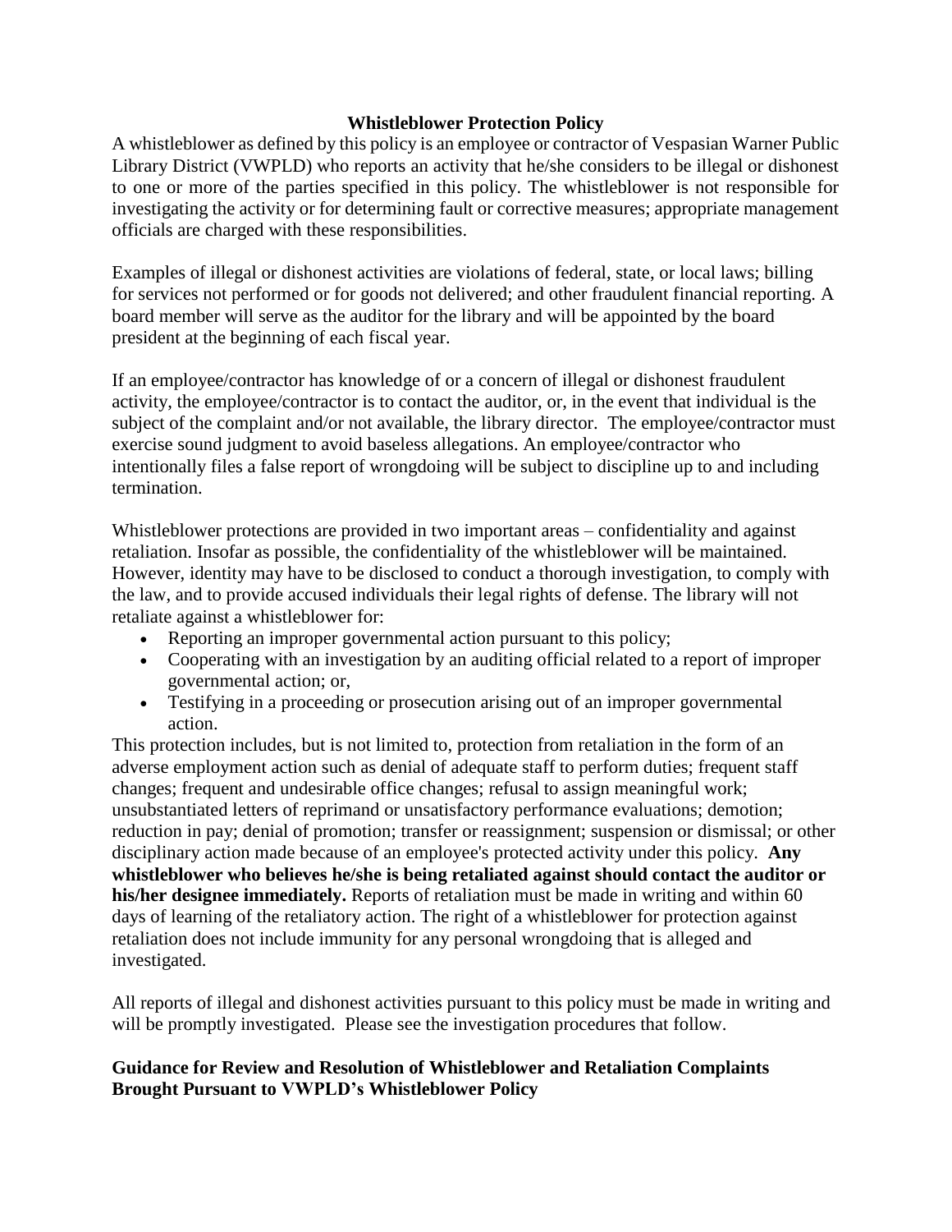# Whistleblower Protection Policy

A whistleblower as defined by this policy is an employee or contractor of Vespasian Warner Public Library District (VWPLD) who reports an activity that he/she considers to be illegal or dishonest to one or more of the parties specified in this policy. The whistleblower is not responsible for investigating the activity or for determining fault or corrective measures; appropriate management officials are charged with these responsibilities.

Examples of illegal or dishonest activities are violations of federal, state, or local laws; billing for services not performed or for goods not delivered; and other fraudulent financial reporting. A board member will serve as the auditor for the library and will be appointed by the board president at the beginning of each fiscal year.

If an employee/contractor has knowledge of or a concern of illegal or dishonest fraudulent activity, the employee/contractor is to contact the auditor, or, in the event that individual is the subject of the complaint and/or not available, the library director. The employee/contractor must exercise sound judgment to avoid baseless allegations. An employee/contractor who intentionally files a false report of wrongdoing will be subject to discipline up to and including termination.

Whistleblower protections are provided in two important areas – confidentiality and against retaliation. Insofar as possible, the confidentiality of the whistleblower will be maintained. However, identity may have to be disclosed to conduct a thorough investigation, to comply with the law, and to provide accused individuals their legal rights of defense. The library will not retaliate against a whistleblower for:

- Reporting an improper governmental action pursuant to this policy;
- Cooperating with an investigation by an auditing official related to a report of improper governmental action; or,
- Testifying in a proceeding or prosecution arising out of an improper governmental action.

This protection includes, but is not limited to, protection from retaliation in the form of an adverse employment action such as denial of adequate staff to perform duties; frequent staff changes; frequent and undesirable office changes; refusal to assign meaningful work; unsubstantiated letters of reprimand or unsatisfactory performance evaluations; demotion; reduction in pay; denial of promotion; transfer or reassignment; suspension or dismissal; or other disciplinary action made because of an employee's protected activity under this policy. **Any whistleblower who believes he/she is being retaliated against should contact the auditor or his/her designee immediately.** Reports of retaliation must be made in writing and within 60 days of learning of the retaliatory action. The right of a whistleblower for protection against retaliation does not include immunity for any personal wrongdoing that is alleged and investigated.

All reports of illegal and dishonest activities pursuant to this policy must be made in writing and will be promptly investigated. Please see the investigation procedures that follow.

## Guidance for Review and Resolution of Whistleblower and Retaliation Complaints Brought Pursuant to VWPLD's Whistleblower Policy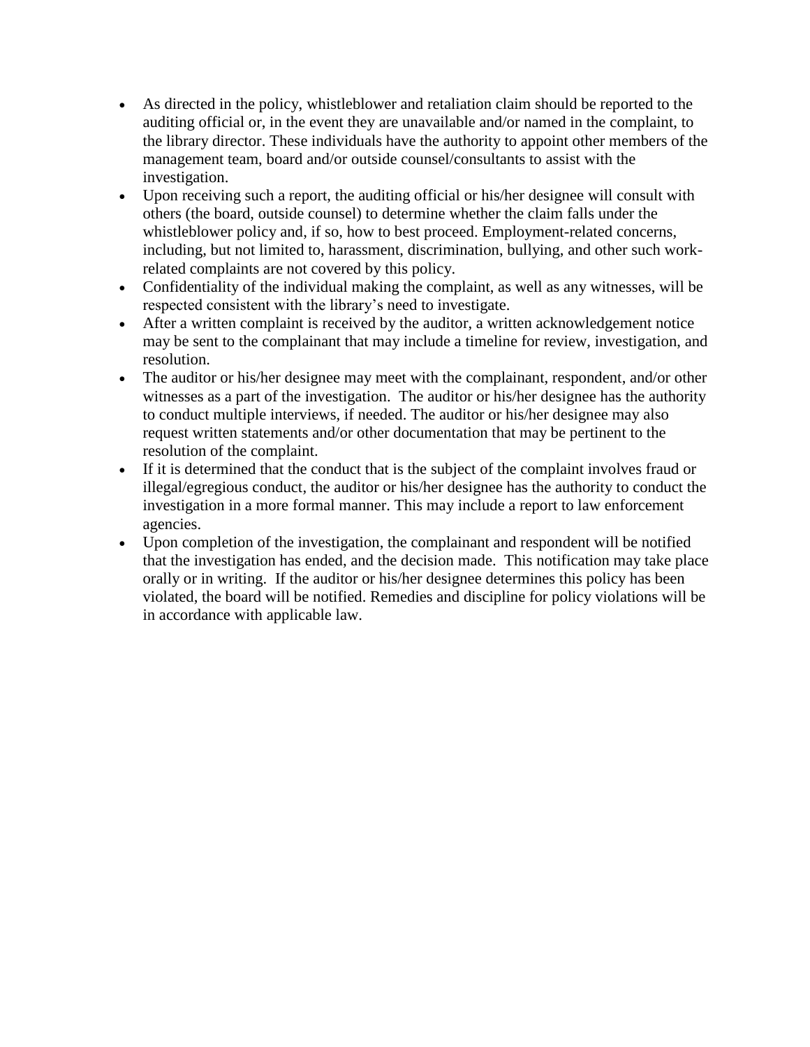- As directed in the policy, whistleblower and retaliation claim should be reported to the auditing official or, in the event they are unavailable and/or named in the complaint, to the library director. These individuals have the authority to appoint other members of the management team, board and/or outside counsel/consultants to assist with the investigation.
- Upon receiving such a report, the auditing official or his/her designee will consult with others (the board, outside counsel) to determine whether the claim falls under the whistleblower policy and, if so, how to best proceed. Employment-related concerns, including, but not limited to, harassment, discrimination, bullying, and other such work-related complaints are not covered by this policy.
- Confidentiality of the individual making the complaint, as well as any witnesses, will be respected consistent with the library's need to investigate.
- After a written complaint is received by the auditor, a written acknowledgement notice may be sent to the complainant that may include a timeline for review, investigation, and resolution.
- The auditor or his/her designee may meet with the complainant, respondent, and/or other witnesses as a part of the investigation. The auditor or his/her designee has the authority to conduct multiple interviews, if needed. The auditor or his/her designee may also request written statements and/or other documentation that may be pertinent to the resolution of the complaint.
- If it is determined that the conduct that is the subject of the complaint involves fraud or illegal/egregious conduct, the auditor or his/her designee has the authority to conduct the investigation in a more formal manner. This may include a report to law enforcement agencies.
- Upon completion of the investigation, the complainant and respondent will be notified that the investigation has ended, and the decision made. This notification may take place orally or in writing. If the auditor or his/her designee determines this policy has been violated, the board will be notified. Remedies and discipline for policy violations will be in accordance with applicable law.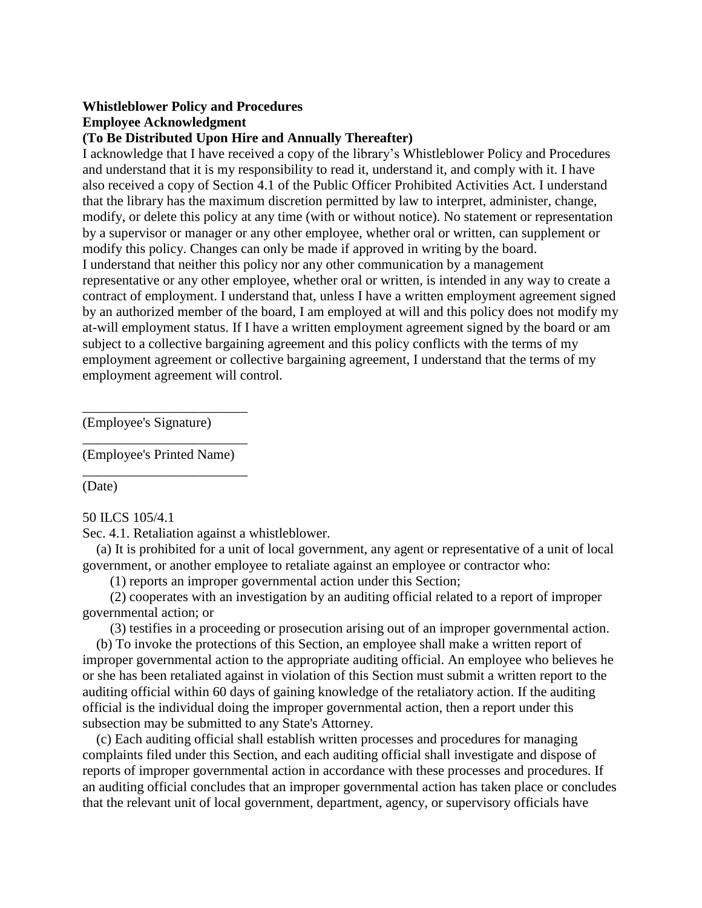**Whistleblower Policy and Procedures**
**Employee Acknowledgment**
**(To Be Distributed Upon Hire and Annually Thereafter)**

I acknowledge that I have received a copy of the library's Whistleblower Policy and Procedures and understand that it is my responsibility to read it, understand it, and comply with it. I have also received a copy of Section 4.1 of the Public Officer Prohibited Activities Act. I understand that the library has the maximum discretion permitted by law to interpret, administer, change, modify, or delete this policy at any time (with or without notice). No statement or representation by a supervisor or manager or any other employee, whether oral or written, can supplement or modify this policy. Changes can only be made if approved in writing by the board.

I understand that neither this policy nor any other communication by a management representative or any other employee, whether oral or written, is intended in any way to create a contract of employment. I understand that, unless I have a written employment agreement signed by an authorized member of the board, I am employed at will and this policy does not modify my at-will employment status. If I have a written employment agreement signed by the board or am subject to a collective bargaining agreement and this policy conflicts with the terms of my employment agreement or collective bargaining agreement, I understand that the terms of my employment agreement will control.

\_\_\_\_\_\_\_\_\_\_\_\_\_\_\_\_\_\_\_\_\_\_\_\_\_
(Employee's Signature)

\_\_\_\_\_\_\_\_\_\_\_\_\_\_\_\_\_\_\_\_\_\_\_\_\_
(Employee's Printed Name)

\_\_\_\_\_\_\_\_\_\_\_\_\_\_\_\_\_\_\_\_\_\_\_\_\_
(Date)

50 ILCS 105/4.1

Sec. 4.1. Retaliation against a whistleblower.

(a) It is prohibited for a unit of local government, any agent or representative of a unit of local government, or another employee to retaliate against an employee or contractor who:

(1) reports an improper governmental action under this Section;

(2) cooperates with an investigation by an auditing official related to a report of improper governmental action; or

(3) testifies in a proceeding or prosecution arising out of an improper governmental action.

(b) To invoke the protections of this Section, an employee shall make a written report of improper governmental action to the appropriate auditing official. An employee who believes he or she has been retaliated against in violation of this Section must submit a written report to the auditing official within 60 days of gaining knowledge of the retaliatory action. If the auditing official is the individual doing the improper governmental action, then a report under this subsection may be submitted to any State's Attorney.

(c) Each auditing official shall establish written processes and procedures for managing complaints filed under this Section, and each auditing official shall investigate and dispose of reports of improper governmental action in accordance with these processes and procedures. If an auditing official concludes that an improper governmental action has taken place or concludes that the relevant unit of local government, department, agency, or supervisory officials have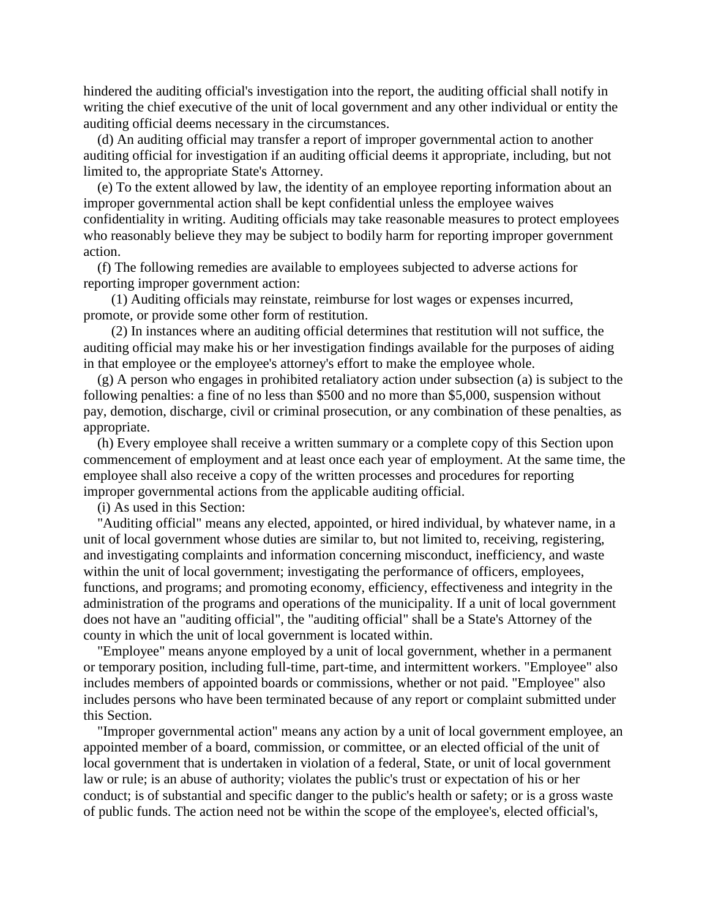hindered the auditing official's investigation into the report, the auditing official shall notify in writing the chief executive of the unit of local government and any other individual or entity the auditing official deems necessary in the circumstances.

(d) An auditing official may transfer a report of improper governmental action to another auditing official for investigation if an auditing official deems it appropriate, including, but not limited to, the appropriate State's Attorney.

(e) To the extent allowed by law, the identity of an employee reporting information about an improper governmental action shall be kept confidential unless the employee waives confidentiality in writing. Auditing officials may take reasonable measures to protect employees who reasonably believe they may be subject to bodily harm for reporting improper government action.

(f) The following remedies are available to employees subjected to adverse actions for reporting improper government action:

(1) Auditing officials may reinstate, reimburse for lost wages or expenses incurred, promote, or provide some other form of restitution.

(2) In instances where an auditing official determines that restitution will not suffice, the auditing official may make his or her investigation findings available for the purposes of aiding in that employee or the employee's attorney's effort to make the employee whole.

(g) A person who engages in prohibited retaliatory action under subsection (a) is subject to the following penalties: a fine of no less than $500 and no more than $5,000, suspension without pay, demotion, discharge, civil or criminal prosecution, or any combination of these penalties, as appropriate.

(h) Every employee shall receive a written summary or a complete copy of this Section upon commencement of employment and at least once each year of employment. At the same time, the employee shall also receive a copy of the written processes and procedures for reporting improper governmental actions from the applicable auditing official.

(i) As used in this Section:

"Auditing official" means any elected, appointed, or hired individual, by whatever name, in a unit of local government whose duties are similar to, but not limited to, receiving, registering, and investigating complaints and information concerning misconduct, inefficiency, and waste within the unit of local government; investigating the performance of officers, employees, functions, and programs; and promoting economy, efficiency, effectiveness and integrity in the administration of the programs and operations of the municipality. If a unit of local government does not have an "auditing official", the "auditing official" shall be a State's Attorney of the county in which the unit of local government is located within.

"Employee" means anyone employed by a unit of local government, whether in a permanent or temporary position, including full-time, part-time, and intermittent workers. "Employee" also includes members of appointed boards or commissions, whether or not paid. "Employee" also includes persons who have been terminated because of any report or complaint submitted under this Section.

"Improper governmental action" means any action by a unit of local government employee, an appointed member of a board, commission, or committee, or an elected official of the unit of local government that is undertaken in violation of a federal, State, or unit of local government law or rule; is an abuse of authority; violates the public's trust or expectation of his or her conduct; is of substantial and specific danger to the public's health or safety; or is a gross waste of public funds. The action need not be within the scope of the employee's, elected official's,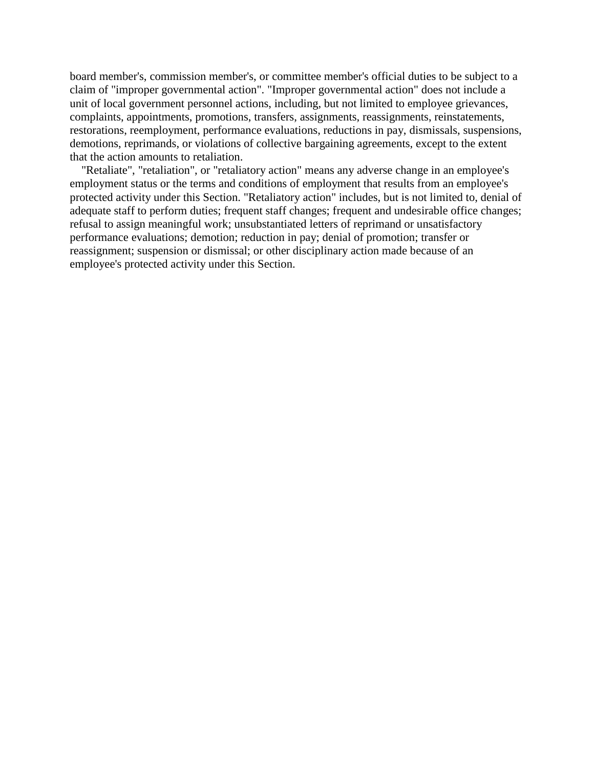board member's, commission member's, or committee member's official duties to be subject to a claim of "improper governmental action". "Improper governmental action" does not include a unit of local government personnel actions, including, but not limited to employee grievances, complaints, appointments, promotions, transfers, assignments, reassignments, reinstatements, restorations, reemployment, performance evaluations, reductions in pay, dismissals, suspensions, demotions, reprimands, or violations of collective bargaining agreements, except to the extent that the action amounts to retaliation.

"Retaliate", "retaliation", or "retaliatory action" means any adverse change in an employee's employment status or the terms and conditions of employment that results from an employee's protected activity under this Section. "Retaliatory action" includes, but is not limited to, denial of adequate staff to perform duties; frequent staff changes; frequent and undesirable office changes; refusal to assign meaningful work; unsubstantiated letters of reprimand or unsatisfactory performance evaluations; demotion; reduction in pay; denial of promotion; transfer or reassignment; suspension or dismissal; or other disciplinary action made because of an employee's protected activity under this Section.